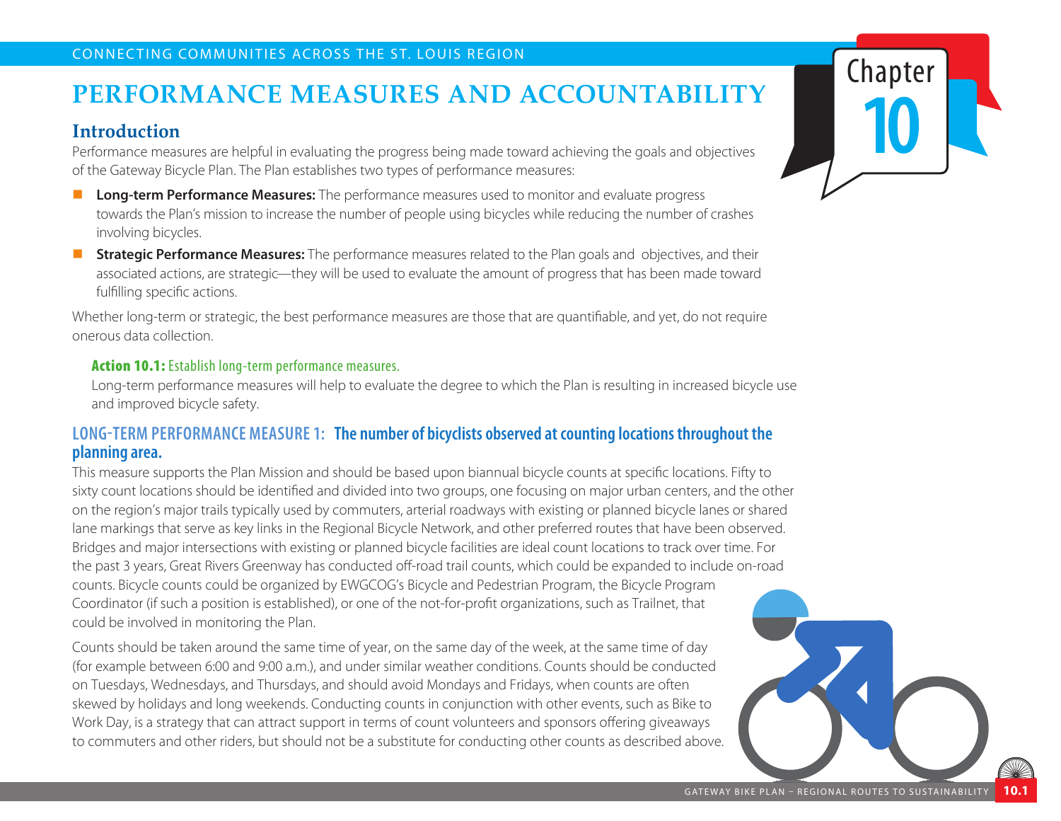# PERFORMANCE MEASURES AND ACCOUNTABILITY

Chapter 10

## Introduction

Performance measures are helpful in evaluating the progress being made toward achieving the goals and objectives of the Gateway Bicycle Plan. The Plan establishes two types of performance measures:

- **Long-term Performance Measures:** The performance measures used to monitor and evaluate progress towards the Plan's mission to increase the number of people using bicycles while reducing the number of crashes involving bicycles.
- **Strategic Performance Measures:** The performance measures related to the Plan goals and objectives, and their associated actions, are strategic—they will be used to evaluate the amount of progress that has been made toward fulfilling specific actions.

Whether long-term or strategic, the best performance measures are those that are quantifiable, and yet, do not require onerous data collection.

**Action 10.1:** Establish long-term performance measures.

Long-term performance measures will help to evaluate the degree to which the Plan is resulting in increased bicycle use and improved bicycle safety.

### LONG-TERM PERFORMANCE MEASURE 1: The number of bicyclists observed at counting locations throughout the planning area.

This measure supports the Plan Mission and should be based upon biannual bicycle counts at specific locations. Fifty to sixty count locations should be identified and divided into two groups, one focusing on major urban centers, and the other on the region's major trails typically used by commuters, arterial roadways with existing or planned bicycle lanes or shared lane markings that serve as key links in the Regional Bicycle Network, and other preferred routes that have been observed. Bridges and major intersections with existing or planned bicycle facilities are ideal count locations to track over time. For the past 3 years, Great Rivers Greenway has conducted off-road trail counts, which could be expanded to include on-road counts. Bicycle counts could be organized by EWGCOG's Bicycle and Pedestrian Program, the Bicycle Program Coordinator (if such a position is established), or one of the not-for-profit organizations, such as Trailnet, that could be involved in monitoring the Plan.

Counts should be taken around the same time of year, on the same day of the week, at the same time of day (for example between 6:00 and 9:00 a.m.), and under similar weather conditions. Counts should be conducted on Tuesdays, Wednesdays, and Thursdays, and should avoid Mondays and Fridays, when counts are often skewed by holidays and long weekends. Conducting counts in conjunction with other events, such as Bike to Work Day, is a strategy that can attract support in terms of count volunteers and sponsors offering giveaways to commuters and other riders, but should not be a substitute for conducting other counts as described above.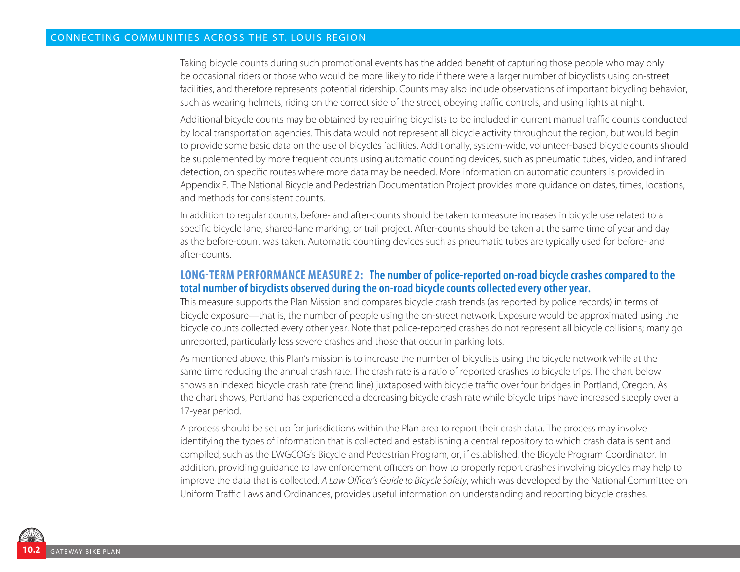Taking bicycle counts during such promotional events has the added benefit of capturing those people who may only be occasional riders or those who would be more likely to ride if there were a larger number of bicyclists using on-street facilities, and therefore represents potential ridership. Counts may also include observations of important bicycling behavior, such as wearing helmets, riding on the correct side of the street, obeying traffic controls, and using lights at night.

Additional bicycle counts may be obtained by requiring bicyclists to be included in current manual traffic counts conducted by local transportation agencies. This data would not represent all bicycle activity throughout the region, but would begin to provide some basic data on the use of bicycles facilities. Additionally, system-wide, volunteer-based bicycle counts should be supplemented by more frequent counts using automatic counting devices, such as pneumatic tubes, video, and infrared detection, on specific routes where more data may be needed. More information on automatic counters is provided in Appendix F. The National Bicycle and Pedestrian Documentation Project provides more guidance on dates, times, locations, and methods for consistent counts.

In addition to regular counts, before- and after-counts should be taken to measure increases in bicycle use related to a specific bicycle lane, shared-lane marking, or trail project. After-counts should be taken at the same time of year and day as the before-count was taken. Automatic counting devices such as pneumatic tubes are typically used for before- and after-counts.

### LONG-TERM PERFORMANCE MEASURE 2: The number of police-reported on-road bicycle crashes compared to the total number of bicyclists observed during the on-road bicycle counts collected every other year.

This measure supports the Plan Mission and compares bicycle crash trends (as reported by police records) in terms of bicycle exposure—that is, the number of people using the on-street network. Exposure would be approximated using the bicycle counts collected every other year. Note that police-reported crashes do not represent all bicycle collisions; many go unreported, particularly less severe crashes and those that occur in parking lots.

As mentioned above, this Plan's mission is to increase the number of bicyclists using the bicycle network while at the same time reducing the annual crash rate. The crash rate is a ratio of reported crashes to bicycle trips. The chart below shows an indexed bicycle crash rate (trend line) juxtaposed with bicycle traffic over four bridges in Portland, Oregon. As the chart shows, Portland has experienced a decreasing bicycle crash rate while bicycle trips have increased steeply over a 17-year period.

A process should be set up for jurisdictions within the Plan area to report their crash data. The process may involve identifying the types of information that is collected and establishing a central repository to which crash data is sent and compiled, such as the EWGCOG's Bicycle and Pedestrian Program, or, if established, the Bicycle Program Coordinator. In addition, providing guidance to law enforcement officers on how to properly report crashes involving bicycles may help to improve the data that is collected. *A Law Officer's Guide to Bicycle Safety*, which was developed by the National Committee on Uniform Traffic Laws and Ordinances, provides useful information on understanding and reporting bicycle crashes.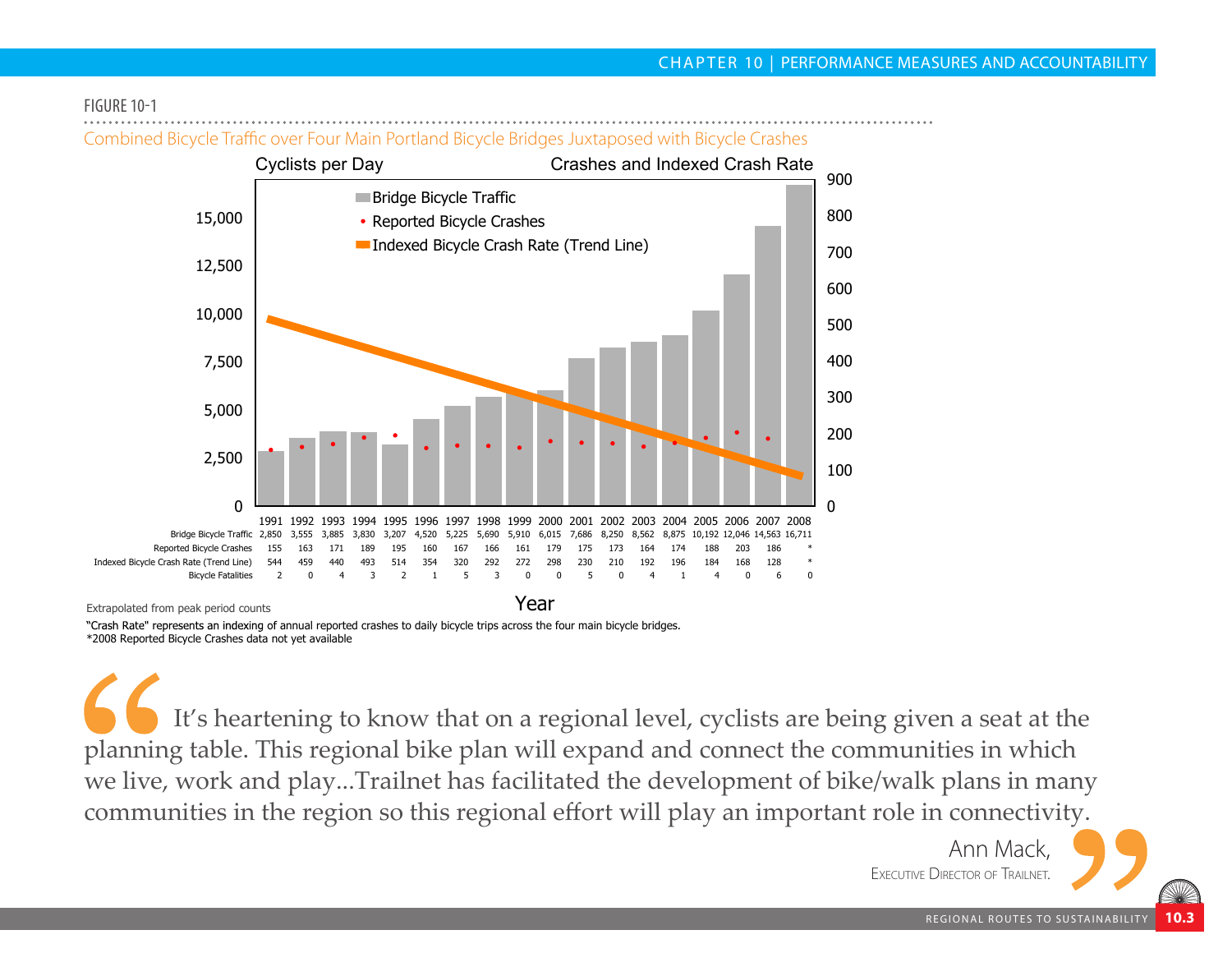FIGURE 10-1

Combined Bicycle Traffic over Four Main Portland Bicycle Bridges Juxtaposed with Bicycle Crashes

Cyclists per Day

Crashes and Indexed Crash Rate

Bridge Bicycle Traffic

Reported Bicycle Crashes

Indexed Bicycle Crash Rate (Trend Line)

0
2,500
5,000
7,500
10,000
12,500
15,000

0
100
200
300
400
500
600
700
800
900

| | 1991 | 1992 | 1993 | 1994 | 1995 | 1996 | 1997 | 1998 | 1999 | 2000 | 2001 | 2002 | 2003 | 2004 | 2005 | 2006 | 2007 | 2008 |
|---|---|---|---|---|---|---|---|---|---|---|---|---|---|---|---|---|---|---|
| Bridge Bicycle Traffic | 2,850 | 3,555 | 3,885 | 3,830 | 3,207 | 4,520 | 5,225 | 5,690 | 5,910 | 6,015 | 7,686 | 8,250 | 8,562 | 8,875 | 10,192 | 12,046 | 14,563 | 16,711 |
| Reported Bicycle Crashes | 155 | 163 | 171 | 189 | 195 | 160 | 167 | 166 | 161 | 179 | 175 | 173 | 164 | 174 | 188 | 203 | 186 | * |
| Indexed Bicycle Crash Rate (Trend Line) | 544 | 459 | 440 | 493 | 514 | 354 | 320 | 292 | 272 | 298 | 230 | 210 | 192 | 196 | 184 | 168 | 128 | * |
| Bicycle Fatalities | 2 | 0 | 4 | 3 | 2 | 1 | 5 | 3 | 0 | 0 | 5 | 0 | 4 | 1 | 4 | 0 | 6 | 0 |

Year

Extrapolated from peak period counts

"Crash Rate" represents an indexing of annual reported crashes to daily bicycle trips across the four main bicycle bridges.
*2008 Reported Bicycle Crashes data not yet available

> It's heartening to know that on a regional level, cyclists are being given a seat at the planning table. This regional bike plan will expand and connect the communities in which we live, work and play...Trailnet has facilitated the development of bike/walk plans in many communities in the region so this regional effort will play an important role in connectivity.
>
> Ann Mack,
> Executive Director of Trailnet.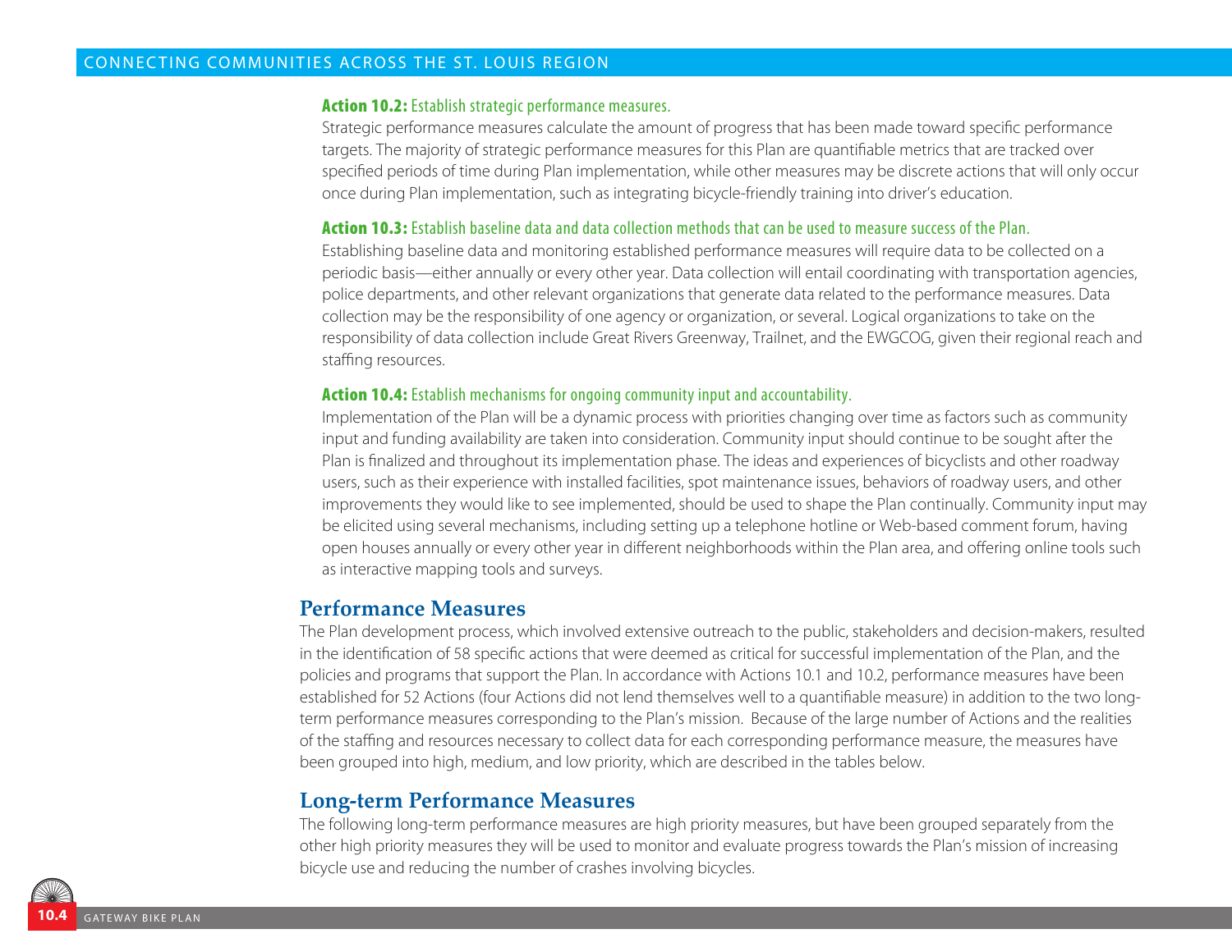**Action 10.2:** Establish strategic performance measures.

Strategic performance measures calculate the amount of progress that has been made toward specific performance targets. The majority of strategic performance measures for this Plan are quantifiable metrics that are tracked over specified periods of time during Plan implementation, while other measures may be discrete actions that will only occur once during Plan implementation, such as integrating bicycle-friendly training into driver's education.

**Action 10.3:** Establish baseline data and data collection methods that can be used to measure success of the Plan.

Establishing baseline data and monitoring established performance measures will require data to be collected on a periodic basis—either annually or every other year. Data collection will entail coordinating with transportation agencies, police departments, and other relevant organizations that generate data related to the performance measures. Data collection may be the responsibility of one agency or organization, or several. Logical organizations to take on the responsibility of data collection include Great Rivers Greenway, Trailnet, and the EWGCOG, given their regional reach and staffing resources.

**Action 10.4:** Establish mechanisms for ongoing community input and accountability.

Implementation of the Plan will be a dynamic process with priorities changing over time as factors such as community input and funding availability are taken into consideration. Community input should continue to be sought after the Plan is finalized and throughout its implementation phase. The ideas and experiences of bicyclists and other roadway users, such as their experience with installed facilities, spot maintenance issues, behaviors of roadway users, and other improvements they would like to see implemented, should be used to shape the Plan continually. Community input may be elicited using several mechanisms, including setting up a telephone hotline or Web-based comment forum, having open houses annually or every other year in different neighborhoods within the Plan area, and offering online tools such as interactive mapping tools and surveys.

## Performance Measures

The Plan development process, which involved extensive outreach to the public, stakeholders and decision-makers, resulted in the identification of 58 specific actions that were deemed as critical for successful implementation of the Plan, and the policies and programs that support the Plan. In accordance with Actions 10.1 and 10.2, performance measures have been established for 52 Actions (four Actions did not lend themselves well to a quantifiable measure) in addition to the two long-term performance measures corresponding to the Plan's mission. Because of the large number of Actions and the realities of the staffing and resources necessary to collect data for each corresponding performance measure, the measures have been grouped into high, medium, and low priority, which are described in the tables below.

## Long-term Performance Measures

The following long-term performance measures are high priority measures, but have been grouped separately from the other high priority measures they will be used to monitor and evaluate progress towards the Plan's mission of increasing bicycle use and reducing the number of crashes involving bicycles.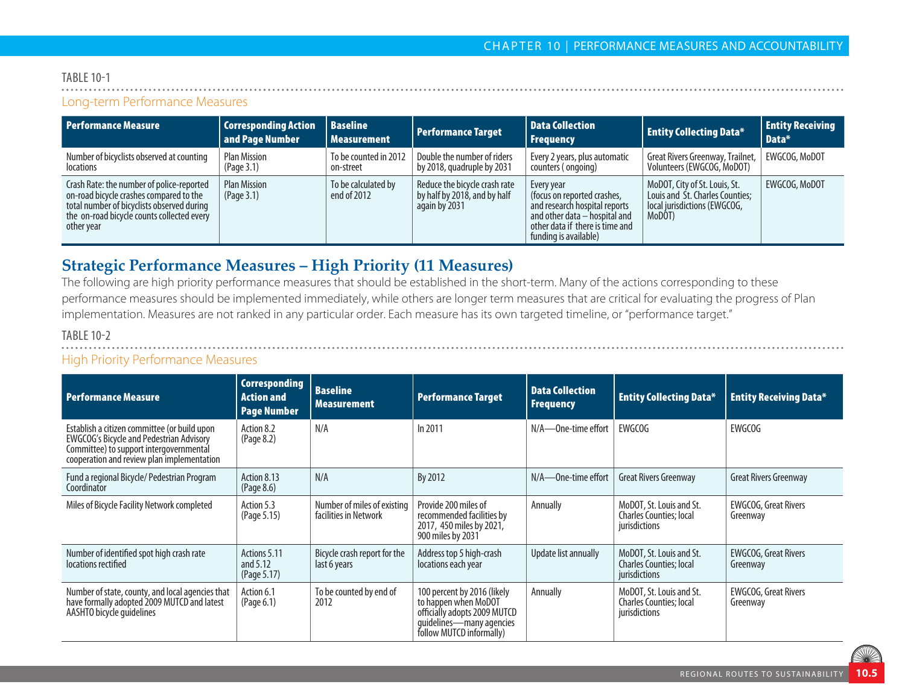TABLE 10-1

Long-term Performance Measures

| Performance Measure | Corresponding Action and Page Number | Baseline Measurement | Performance Target | Data Collection Frequency | Entity Collecting Data* | Entity Receiving Data* |
|---|---|---|---|---|---|---|
| Number of bicyclists observed at counting locations | Plan Mission (Page 3.1) | To be counted in 2012 on-street | Double the number of riders by 2018, quadruple by 2031 | Every 2 years, plus automatic counters ( ongoing) | Great Rivers Greenway, Trailnet, Volunteers (EWGCOG, MoDOT) | EWGCOG, MoDOT |
| Crash Rate: the number of police-reported on-road bicycle crashes compared to the total number of bicyclists observed during the on-road bicycle counts collected every other year | Plan Mission (Page 3.1) | To be calculated by end of 2012 | Reduce the bicycle crash rate by half by 2018, and by half again by 2031 | Every year (focus on reported crashes, and research hospital reports and other data – hospital and other data if there is time and funding is available) | MoDOT, City of St. Louis, St. Louis and St. Charles Counties; local jurisdictions (EWGCOG, MoDOT) | EWGCOG, MoDOT |

## Strategic Performance Measures – High Priority (11 Measures)

The following are high priority performance measures that should be established in the short-term. Many of the actions corresponding to these performance measures should be implemented immediately, while others are longer term measures that are critical for evaluating the progress of Plan implementation. Measures are not ranked in any particular order. Each measure has its own targeted timeline, or "performance target."

TABLE 10-2

High Priority Performance Measures

| Performance Measure | Corresponding Action and Page Number | Baseline Measurement | Performance Target | Data Collection Frequency | Entity Collecting Data* | Entity Receiving Data* |
|---|---|---|---|---|---|---|
| Establish a citizen committee (or build upon EWGCOG's Bicycle and Pedestrian Advisory Committee) to support intergovernmental cooperation and review plan implementation | Action 8.2 (Page 8.2) | N/A | In 2011 | N/A—One-time effort | EWGCOG | EWGCOG |
| Fund a regional Bicycle/ Pedestrian Program Coordinator | Action 8.13 (Page 8.6) | N/A | By 2012 | N/A—One-time effort | Great Rivers Greenway | Great Rivers Greenway |
| Miles of Bicycle Facility Network completed | Action 5.3 (Page 5.15) | Number of miles of existing facilities in Network | Provide 200 miles of recommended facilities by 2017, 450 miles by 2021, 900 miles by 2031 | Annually | MoDOT, St. Louis and St. Charles Counties; local jurisdictions | EWGCOG, Great Rivers Greenway |
| Number of identified spot high crash rate locations rectified | Actions 5.11 and 5.12 (Page 5.17) | Bicycle crash report for the last 6 years | Address top 5 high-crash locations each year | Update list annually | MoDOT, St. Louis and St. Charles Counties; local jurisdictions | EWGCOG, Great Rivers Greenway |
| Number of state, county, and local agencies that have formally adopted 2009 MUTCD and latest AASHTO bicycle guidelines | Action 6.1 (Page 6.1) | To be counted by end of 2012 | 100 percent by 2016 (likely to happen when MoDOT officially adopts 2009 MUTCD guidelines—many agencies follow MUTCD informally) | Annually | MoDOT, St. Louis and St. Charles Counties; local jurisdictions | EWGCOG, Great Rivers Greenway |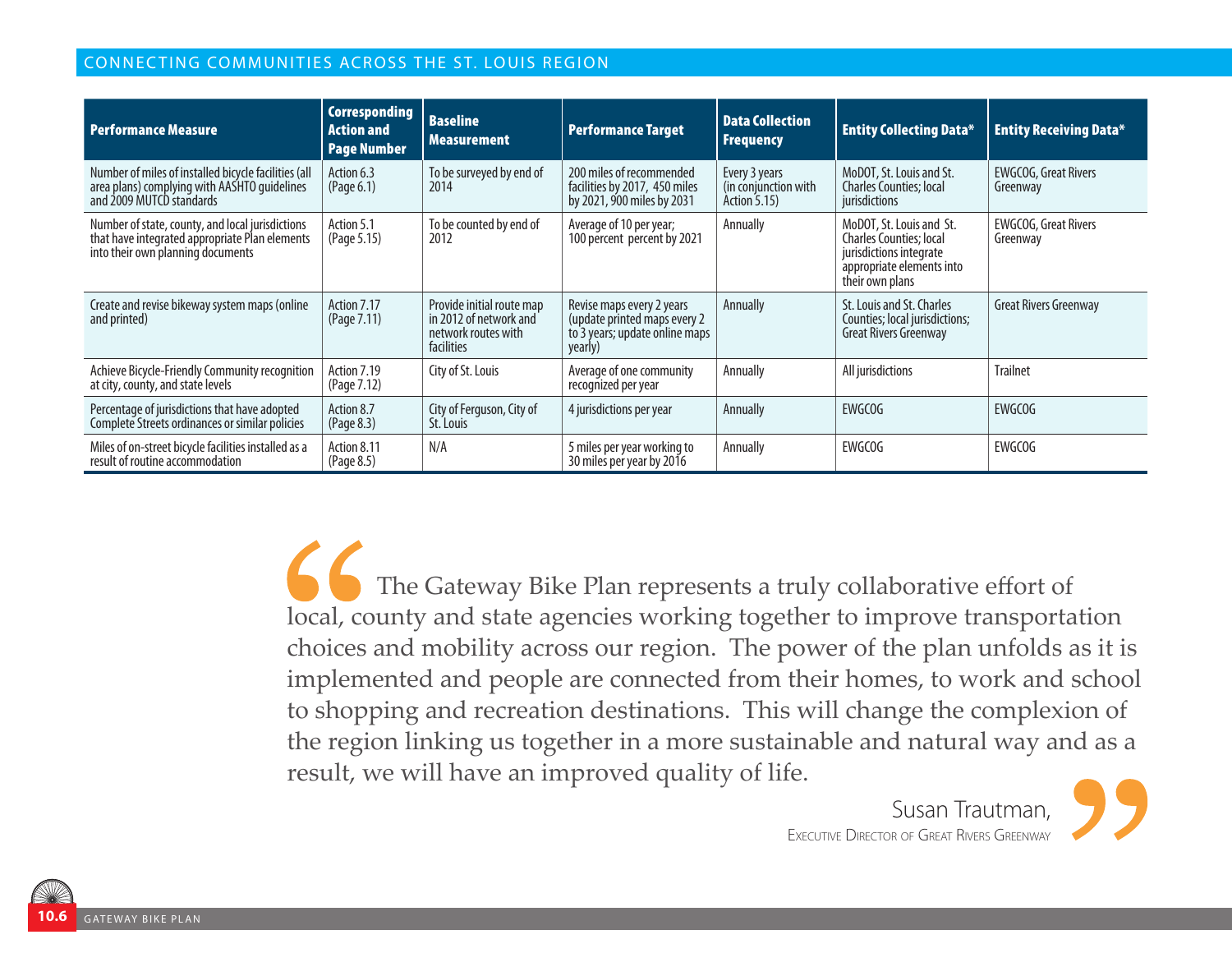| Performance Measure | Corresponding Action and Page Number | Baseline Measurement | Performance Target | Data Collection Frequency | Entity Collecting Data* | Entity Receiving Data* |
|---|---|---|---|---|---|---|
| Number of miles of installed bicycle facilities (all area plans) complying with AASHTO guidelines and 2009 MUTCD standards | Action 6.3 (Page 6.1) | To be surveyed by end of 2014 | 200 miles of recommended facilities by 2017, 450 miles by 2021, 900 miles by 2031 | Every 3 years (in conjunction with Action 5.15) | MoDOT, St. Louis and St. Charles Counties; local jurisdictions | EWGCOG, Great Rivers Greenway |
| Number of state, county, and local jurisdictions that have integrated appropriate Plan elements into their own planning documents | Action 5.1 (Page 5.15) | To be counted by end of 2012 | Average of 10 per year; 100 percent percent by 2021 | Annually | MoDOT, St. Louis and St. Charles Counties; local jurisdictions integrate appropriate elements into their own plans | EWGCOG, Great Rivers Greenway |
| Create and revise bikeway system maps (online and printed) | Action 7.17 (Page 7.11) | Provide initial route map in 2012 of network and network routes with facilities | Revise maps every 2 years (update printed maps every 2 to 3 years; update online maps yearly) | Annually | St. Louis and St. Charles Counties; local jurisdictions; Great Rivers Greenway | Great Rivers Greenway |
| Achieve Bicycle-Friendly Community recognition at city, county, and state levels | Action 7.19 (Page 7.12) | City of St. Louis | Average of one community recognized per year | Annually | All jurisdictions | Trailnet |
| Percentage of jurisdictions that have adopted Complete Streets ordinances or similar policies | Action 8.7 (Page 8.3) | City of Ferguson, City of St. Louis | 4 jurisdictions per year | Annually | EWGCOG | EWGCOG |
| Miles of on-street bicycle facilities installed as a result of routine accommodation | Action 8.11 (Page 8.5) | N/A | 5 miles per year working to 30 miles per year by 2016 | Annually | EWGCOG | EWGCOG |

> "The Gateway Bike Plan represents a truly collaborative effort of local, county and state agencies working together to improve transportation choices and mobility across our region. The power of the plan unfolds as it is implemented and people are connected from their homes, to work and school to shopping and recreation destinations. This will change the complexion of the region linking us together in a more sustainable and natural way and as a result, we will have an improved quality of life."
>
> Susan Trautman,
> Executive Director of Great Rivers Greenway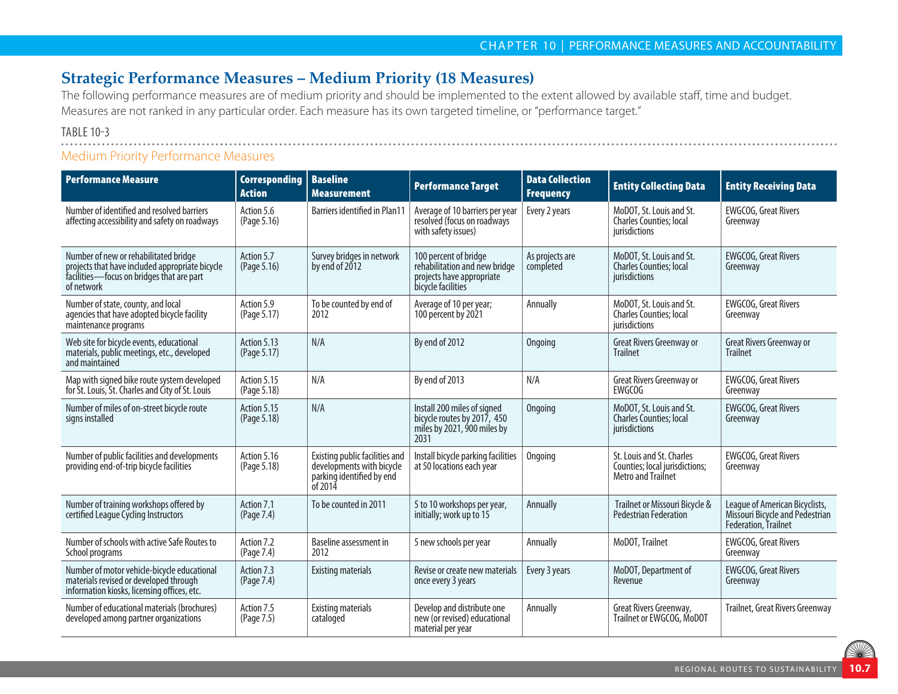## Strategic Performance Measures – Medium Priority (18 Measures)

The following performance measures are of medium priority and should be implemented to the extent allowed by available staff, time and budget. Measures are not ranked in any particular order. Each measure has its own targeted timeline, or "performance target."

TABLE 10-3

### Medium Priority Performance Measures

| Performance Measure | Corresponding Action | Baseline Measurement | Performance Target | Data Collection Frequency | Entity Collecting Data | Entity Receiving Data |
|---|---|---|---|---|---|---|
| Number of identified and resolved barriers affecting accessibility and safety on roadways | Action 5.6 (Page 5.16) | Barriers identified in Plan11 | Average of 10 barriers per year resolved (focus on roadways with safety issues) | Every 2 years | MoDOT, St. Louis and St. Charles Counties; local jurisdictions | EWGCOG, Great Rivers Greenway |
| Number of new or rehabilitated bridge projects that have included appropriate bicycle facilities—focus on bridges that are part of network | Action 5.7 (Page 5.16) | Survey bridges in network by end of 2012 | 100 percent of bridge rehabilitation and new bridge projects have appropriate bicycle facilities | As projects are completed | MoDOT, St. Louis and St. Charles Counties; local jurisdictions | EWGCOG, Great Rivers Greenway |
| Number of state, county, and local agencies that have adopted bicycle facility maintenance programs | Action 5.9 (Page 5.17) | To be counted by end of 2012 | Average of 10 per year; 100 percent by 2021 | Annually | MoDOT, St. Louis and St. Charles Counties; local jurisdictions | EWGCOG, Great Rivers Greenway |
| Web site for bicycle events, educational materials, public meetings, etc., developed and maintained | Action 5.13 (Page 5.17) | N/A | By end of 2012 | Ongoing | Great Rivers Greenway or Trailnet | Great Rivers Greenway or Trailnet |
| Map with signed bike route system developed for St. Louis, St. Charles and City of St. Louis | Action 5.15 (Page 5.18) | N/A | By end of 2013 | N/A | Great Rivers Greenway or EWGCOG | EWGCOG, Great Rivers Greenway |
| Number of miles of on-street bicycle route signs installed | Action 5.15 (Page 5.18) | N/A | Install 200 miles of signed bicycle routes by 2017, 450 miles by 2021, 900 miles by 2031 | Ongoing | MoDOT, St. Louis and St. Charles Counties; local jurisdictions | EWGCOG, Great Rivers Greenway |
| Number of public facilities and developments providing end-of-trip bicycle facilities | Action 5.16 (Page 5.18) | Existing public facilities and developments with bicycle parking identified by end of 2014 | Install bicycle parking facilities at 50 locations each year | Ongoing | St. Louis and St. Charles Counties; local jurisdictions; Metro and Trailnet | EWGCOG, Great Rivers Greenway |
| Number of training workshops offered by certified League Cycling Instructors | Action 7.1 (Page 7.4) | To be counted in 2011 | 5 to 10 workshops per year, initially; work up to 15 | Annually | Trailnet or Missouri Bicycle & Pedestrian Federation | League of American Bicyclists, Missouri Bicycle and Pedestrian Federation, Trailnet |
| Number of schools with active Safe Routes to School programs | Action 7.2 (Page 7.4) | Baseline assessment in 2012 | 5 new schools per year | Annually | MoDOT, Trailnet | EWGCOG, Great Rivers Greenway |
| Number of motor vehicle-bicycle educational materials revised or developed through information kiosks, licensing offices, etc. | Action 7.3 (Page 7.4) | Existing materials | Revise or create new materials once every 3 years | Every 3 years | MoDOT, Department of Revenue | EWGCOG, Great Rivers Greenway |
| Number of educational materials (brochures) developed among partner organizations | Action 7.5 (Page 7.5) | Existing materials cataloged | Develop and distribute one new (or revised) educational material per year | Annually | Great Rivers Greenway, Trailnet or EWGCOG, MoDOT | Trailnet, Great Rivers Greenway |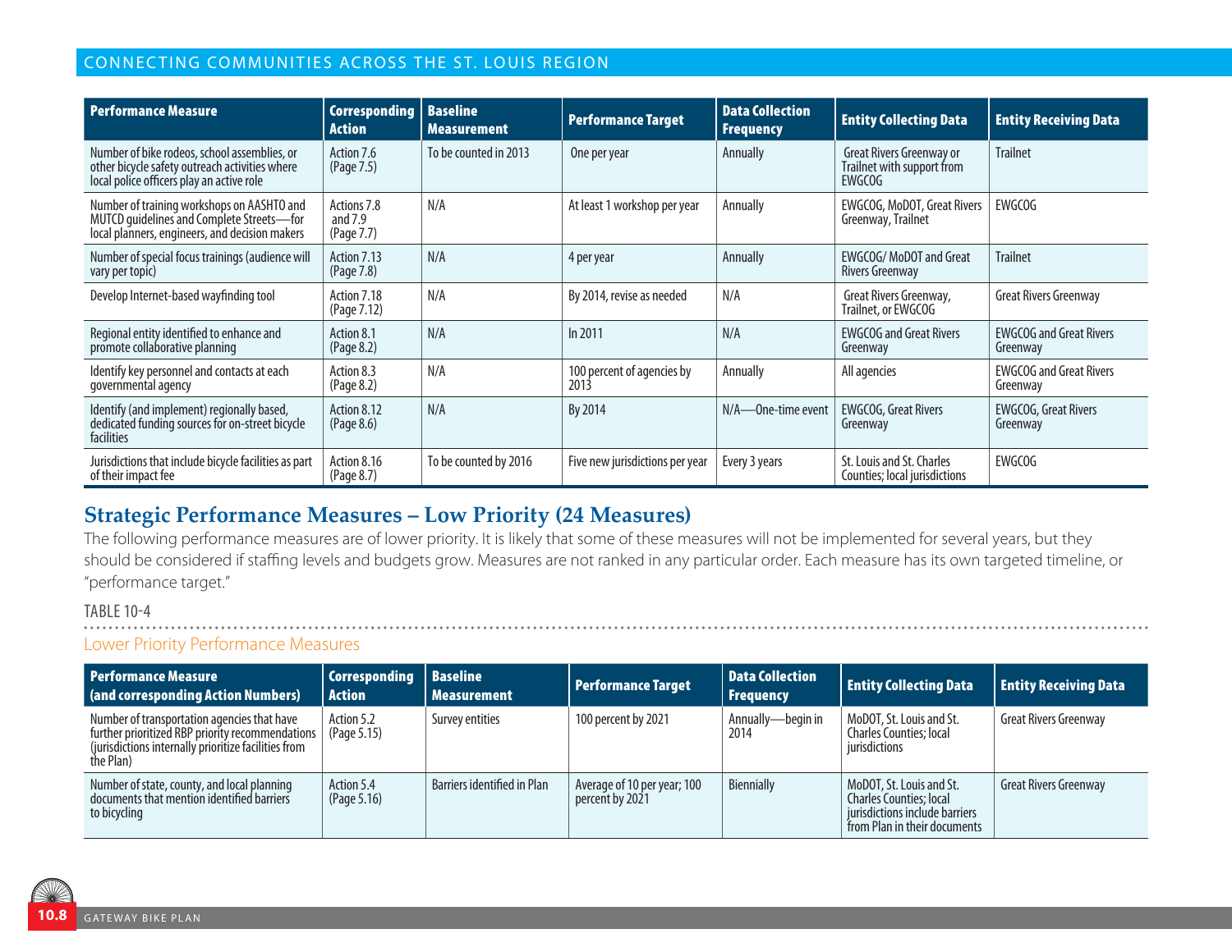| Performance Measure | Corresponding Action | Baseline Measurement | Performance Target | Data Collection Frequency | Entity Collecting Data | Entity Receiving Data |
|---|---|---|---|---|---|---|
| Number of bike rodeos, school assemblies, or other bicycle safety outreach activities where local police officers play an active role | Action 7.6 (Page 7.5) | To be counted in 2013 | One per year | Annually | Great Rivers Greenway or Trailnet with support from EWGCOG | Trailnet |
| Number of training workshops on AASHTO and MUTCD guidelines and Complete Streets—for local planners, engineers, and decision makers | Actions 7.8 and 7.9 (Page 7.7) | N/A | At least 1 workshop per year | Annually | EWGCOG, MoDOT, Great Rivers Greenway, Trailnet | EWGCOG |
| Number of special focus trainings (audience will vary per topic) | Action 7.13 (Page 7.8) | N/A | 4 per year | Annually | EWGCOG/ MoDOT and Great Rivers Greenway | Trailnet |
| Develop Internet-based wayfinding tool | Action 7.18 (Page 7.12) | N/A | By 2014, revise as needed | N/A | Great Rivers Greenway, Trailnet, or EWGCOG | Great Rivers Greenway |
| Regional entity identified to enhance and promote collaborative planning | Action 8.1 (Page 8.2) | N/A | In 2011 | N/A | EWGCOG and Great Rivers Greenway | EWGCOG and Great Rivers Greenway |
| Identify key personnel and contacts at each governmental agency | Action 8.3 (Page 8.2) | N/A | 100 percent of agencies by 2013 | Annually | All agencies | EWGCOG and Great Rivers Greenway |
| Identify (and implement) regionally based, dedicated funding sources for on-street bicycle facilities | Action 8.12 (Page 8.6) | N/A | By 2014 | N/A—One-time event | EWGCOG, Great Rivers Greenway | EWGCOG, Great Rivers Greenway |
| Jurisdictions that include bicycle facilities as part of their impact fee | Action 8.16 (Page 8.7) | To be counted by 2016 | Five new jurisdictions per year | Every 3 years | St. Louis and St. Charles Counties; local jurisdictions | EWGCOG |

## Strategic Performance Measures – Low Priority (24 Measures)

The following performance measures are of lower priority. It is likely that some of these measures will not be implemented for several years, but they should be considered if staffing levels and budgets grow. Measures are not ranked in any particular order. Each measure has its own targeted timeline, or "performance target."

TABLE 10-4

### Lower Priority Performance Measures

| Performance Measure (and corresponding Action Numbers) | Corresponding Action | Baseline Measurement | Performance Target | Data Collection Frequency | Entity Collecting Data | Entity Receiving Data |
|---|---|---|---|---|---|---|
| Number of transportation agencies that have further prioritized RBP priority recommendations (jurisdictions internally prioritize facilities from the Plan) | Action 5.2 (Page 5.15) | Survey entities | 100 percent by 2021 | Annually—begin in 2014 | MoDOT, St. Louis and St. Charles Counties; local jurisdictions | Great Rivers Greenway |
| Number of state, county, and local planning documents that mention identified barriers to bicycling | Action 5.4 (Page 5.16) | Barriers identified in Plan | Average of 10 per year; 100 percent by 2021 | Biennially | MoDOT, St. Louis and St. Charles Counties; local jurisdictions include barriers from Plan in their documents | Great Rivers Greenway |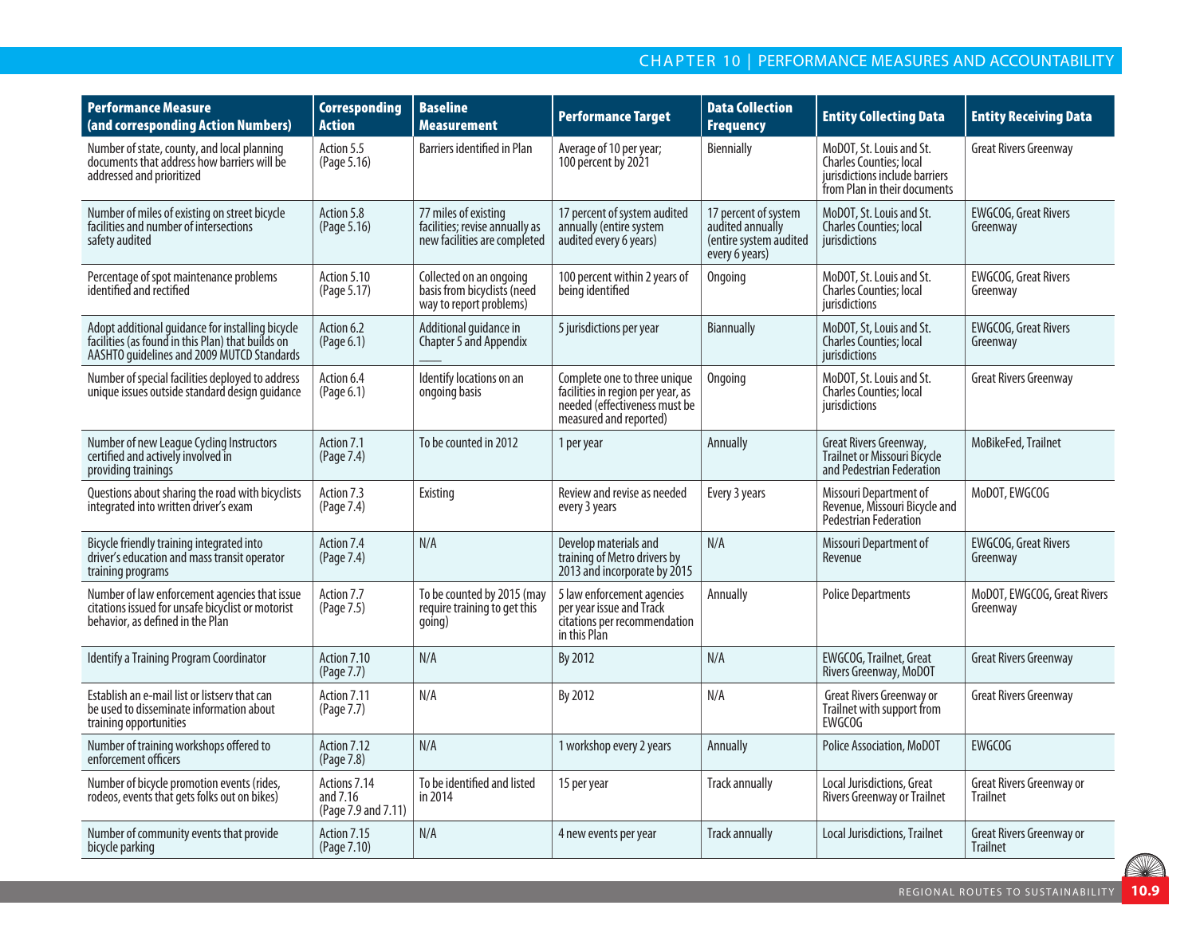| Performance Measure (and corresponding Action Numbers) | Corresponding Action | Baseline Measurement | Performance Target | Data Collection Frequency | Entity Collecting Data | Entity Receiving Data |
|---|---|---|---|---|---|---|
| Number of state, county, and local planning documents that address how barriers will be addressed and prioritized | Action 5.5 (Page 5.16) | Barriers identified in Plan | Average of 10 per year; 100 percent by 2021 | Biennially | MoDOT, St. Louis and St. Charles Counties; local jurisdictions include barriers from Plan in their documents | Great Rivers Greenway |
| Number of miles of existing on street bicycle facilities and number of intersections safety audited | Action 5.8 (Page 5.16) | 77 miles of existing facilities; revise annually as new facilities are completed | 17 percent of system audited annually (entire system audited every 6 years) | 17 percent of system audited annually (entire system audited every 6 years) | MoDOT, St. Louis and St. Charles Counties; local jurisdictions | EWGCOG, Great Rivers Greenway |
| Percentage of spot maintenance problems identified and rectified | Action 5.10 (Page 5.17) | Collected on an ongoing basis from bicyclists (need way to report problems) | 100 percent within 2 years of being identified | Ongoing | MoDOT, St. Louis and St. Charles Counties; local jurisdictions | EWGCOG, Great Rivers Greenway |
| Adopt additional guidance for installing bicycle facilities (as found in this Plan) that builds on AASHTO guidelines and 2009 MUTCD Standards | Action 6.2 (Page 6.1) | Additional guidance in Chapter 5 and Appendix | 5 jurisdictions per year | Biannually | MoDOT, St, Louis and St. Charles Counties; local jurisdictions | EWGCOG, Great Rivers Greenway |
| Number of special facilities deployed to address unique issues outside standard design guidance | Action 6.4 (Page 6.1) | Identify locations on an ongoing basis | Complete one to three unique facilities in region per year, as needed (effectiveness must be measured and reported) | Ongoing | MoDOT, St. Louis and St. Charles Counties; local jurisdictions | Great Rivers Greenway |
| Number of new League Cycling Instructors certified and actively involved in providing trainings | Action 7.1 (Page 7.4) | To be counted in 2012 | 1 per year | Annually | Great Rivers Greenway, Trailnet or Missouri Bicycle and Pedestrian Federation | MoBikeFed, Trailnet |
| Questions about sharing the road with bicyclists integrated into written driver's exam | Action 7.3 (Page 7.4) | Existing | Review and revise as needed every 3 years | Every 3 years | Missouri Department of Revenue, Missouri Bicycle and Pedestrian Federation | MoDOT, EWGCOG |
| Bicycle friendly training integrated into driver's education and mass transit operator training programs | Action 7.4 (Page 7.4) | N/A | Develop materials and training of Metro drivers by 2013 and incorporate by 2015 | N/A | Missouri Department of Revenue | EWGCOG, Great Rivers Greenway |
| Number of law enforcement agencies that issue citations issued for unsafe bicyclist or motorist behavior, as defined in the Plan | Action 7.7 (Page 7.5) | To be counted by 2015 (may require training to get this going) | 5 law enforcement agencies per year issue and Track citations per recommendation in this Plan | Annually | Police Departments | MoDOT, EWGCOG, Great Rivers Greenway |
| Identify a Training Program Coordinator | Action 7.10 (Page 7.7) | N/A | By 2012 | N/A | EWGCOG, Trailnet, Great Rivers Greenway, MoDOT | Great Rivers Greenway |
| Establish an e-mail list or listserv that can be used to disseminate information about training opportunities | Action 7.11 (Page 7.7) | N/A | By 2012 | N/A | Great Rivers Greenway or Trailnet with support from EWGCOG | Great Rivers Greenway |
| Number of training workshops offered to enforcement officers | Action 7.12 (Page 7.8) | N/A | 1 workshop every 2 years | Annually | Police Association, MoDOT | EWGCOG |
| Number of bicycle promotion events (rides, rodeos, events that gets folks out on bikes) | Actions 7.14 and 7.16 (Page 7.9 and 7.11) | To be identified and listed in 2014 | 15 per year | Track annually | Local Jurisdictions, Great Rivers Greenway or Trailnet | Great Rivers Greenway or Trailnet |
| Number of community events that provide bicycle parking | Action 7.15 (Page 7.10) | N/A | 4 new events per year | Track annually | Local Jurisdictions, Trailnet | Great Rivers Greenway or Trailnet |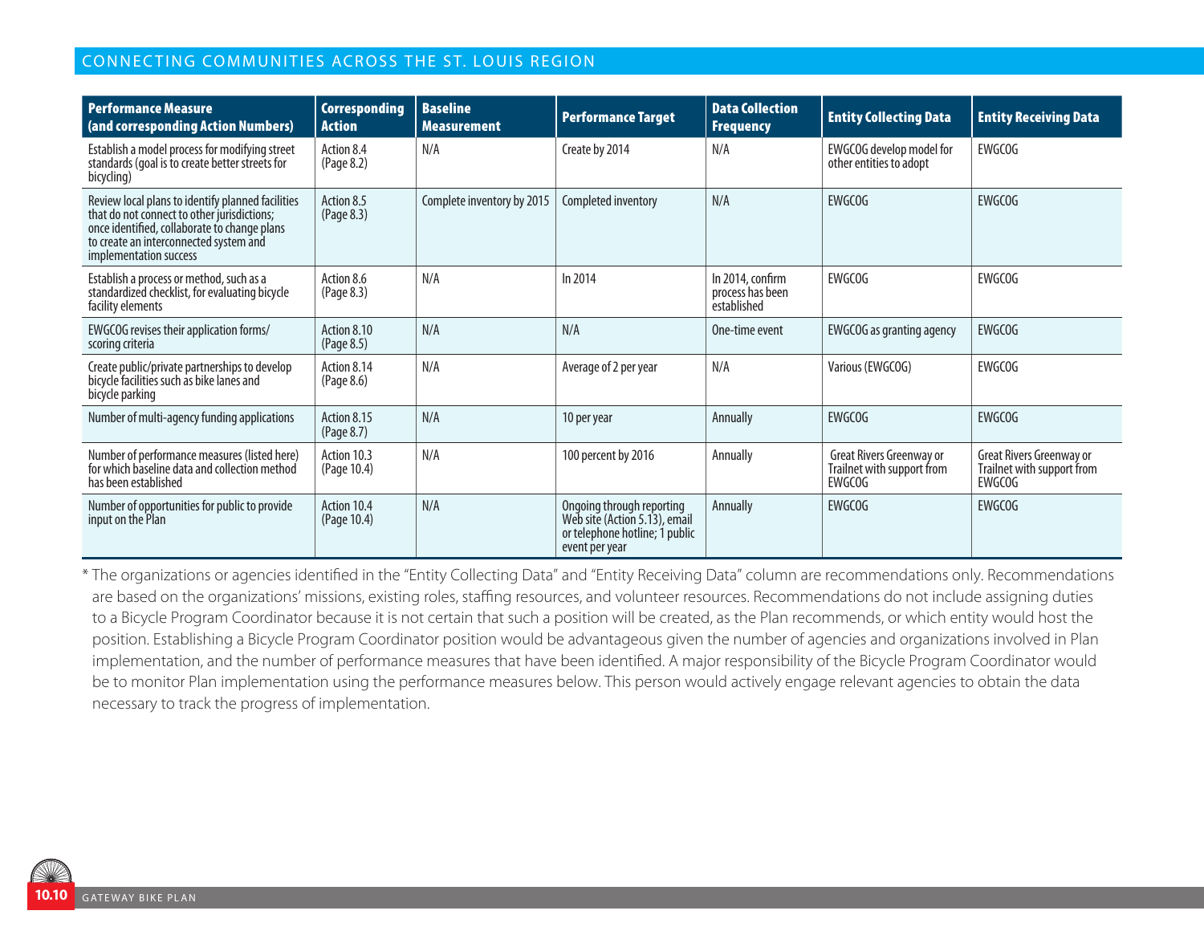| Performance Measure (and corresponding Action Numbers) | Corresponding Action | Baseline Measurement | Performance Target | Data Collection Frequency | Entity Collecting Data | Entity Receiving Data |
|---|---|---|---|---|---|---|
| Establish a model process for modifying street standards (goal is to create better streets for bicycling) | Action 8.4 (Page 8.2) | N/A | Create by 2014 | N/A | EWGCOG develop model for other entities to adopt | EWGCOG |
| Review local plans to identify planned facilities that do not connect to other jurisdictions; once identified, collaborate to change plans to create an interconnected system and implementation success | Action 8.5 (Page 8.3) | Complete inventory by 2015 | Completed inventory | N/A | EWGCOG | EWGCOG |
| Establish a process or method, such as a standardized checklist, for evaluating bicycle facility elements | Action 8.6 (Page 8.3) | N/A | In 2014 | In 2014, confirm process has been established | EWGCOG | EWGCOG |
| EWGCOG revises their application forms/ scoring criteria | Action 8.10 (Page 8.5) | N/A | N/A | One-time event | EWGCOG as granting agency | EWGCOG |
| Create public/private partnerships to develop bicycle facilities such as bike lanes and bicycle parking | Action 8.14 (Page 8.6) | N/A | Average of 2 per year | N/A | Various (EWGCOG) | EWGCOG |
| Number of multi-agency funding applications | Action 8.15 (Page 8.7) | N/A | 10 per year | Annually | EWGCOG | EWGCOG |
| Number of performance measures (listed here) for which baseline data and collection method has been established | Action 10.3 (Page 10.4) | N/A | 100 percent by 2016 | Annually | Great Rivers Greenway or Trailnet with support from EWGCOG | Great Rivers Greenway or Trailnet with support from EWGCOG |
| Number of opportunities for public to provide input on the Plan | Action 10.4 (Page 10.4) | N/A | Ongoing through reporting Web site (Action 5.13), email or telephone hotline; 1 public event per year | Annually | EWGCOG | EWGCOG |

* The organizations or agencies identified in the "Entity Collecting Data" and "Entity Receiving Data" column are recommendations only. Recommendations are based on the organizations' missions, existing roles, staffing resources, and volunteer resources. Recommendations do not include assigning duties to a Bicycle Program Coordinator because it is not certain that such a position will be created, as the Plan recommends, or which entity would host the position. Establishing a Bicycle Program Coordinator position would be advantageous given the number of agencies and organizations involved in Plan implementation, and the number of performance measures that have been identified. A major responsibility of the Bicycle Program Coordinator would be to monitor Plan implementation using the performance measures below. This person would actively engage relevant agencies to obtain the data necessary to track the progress of implementation.